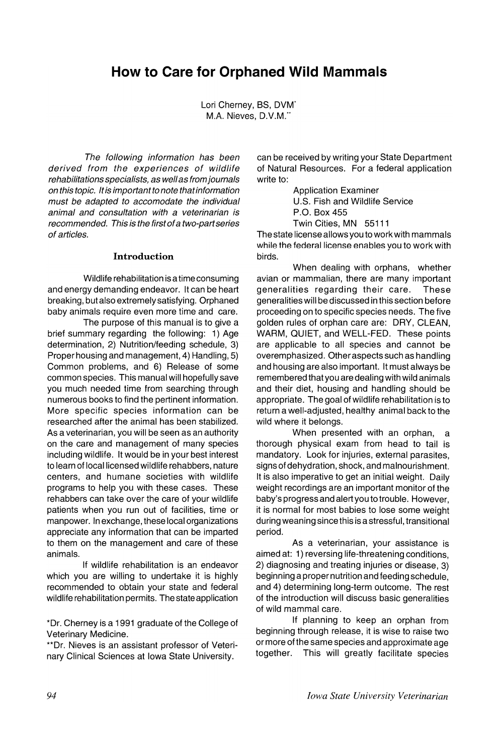# How to Care for Orphaned Wild Mammals

Lori Cherney, BS, DVM*
M.A. Nieves, D.V.M.**

*The following information has been derived from the experiences of wildlife rehabilitations specialists, as well as from journals on this topic. It is important to note that information must be adapted to accomodate the individual animal and consultation with a veterinarian is recommended. This is the first of a two-part series of articles.*

## Introduction

Wildlife rehabilitation is a time consuming and energy demanding endeavor. It can be heart breaking, but also extremely satisfying. Orphaned baby animals require even more time and care.

The purpose of this manual is to give a brief summary regarding the following: 1) Age determination, 2) Nutrition/feeding schedule, 3) Proper housing and management, 4) Handling, 5) Common problems, and 6) Release of some common species. This manual will hopefully save you much needed time from searching through numerous books to find the pertinent information. More specific species information can be researched after the animal has been stabilized. As a veterinarian, you will be seen as an authority on the care and management of many species including wildlife. It would be in your best interest to learn of local licensed wildlife rehabbers, nature centers, and humane societies with wildlife programs to help you with these cases. These rehabbers can take over the care of your wildlife patients when you run out of facilities, time or manpower. In exchange, these local organizations appreciate any information that can be imparted to them on the management and care of these animals.

If wildlife rehabilitation is an endeavor which you are willing to undertake it is highly recommended to obtain your state and federal wildlife rehabilitation permits. The state application can be received by writing your State Department of Natural Resources. For a federal application write to:

Application Examiner
U.S. Fish and Wildlife Service
P.O. Box 455
Twin Cities, MN 55111

The state license allows you to work with mammals while the federal license enables you to work with birds.

When dealing with orphans, whether avian or mammalian, there are many important generalities regarding their care. These generalities will be discussed in this section before proceeding on to specific species needs. The five golden rules of orphan care are: DRY, CLEAN, WARM, QUIET, and WELL-FED. These points are applicable to all species and cannot be overemphasized. Other aspects such as handling and housing are also important. It must always be remembered that you are dealing with wild animals and their diet, housing and handling should be appropriate. The goal of wildlife rehabilitation is to return a well-adjusted, healthy animal back to the wild where it belongs.

When presented with an orphan, a thorough physical exam from head to tail is mandatory. Look for injuries, external parasites, signs of dehydration, shock, and malnourishment. It is also imperative to get an initial weight. Daily weight recordings are an important monitor of the baby's progress and alert you to trouble. However, it is normal for most babies to lose some weight during weaning since this is a stressful, transitional period.

As a veterinarian, your assistance is aimed at: 1) reversing life-threatening conditions, 2) diagnosing and treating injuries or disease, 3) beginning a proper nutrition and feeding schedule, and 4) determining long-term outcome. The rest of the introduction will discuss basic generalities of wild mammal care.

If planning to keep an orphan from beginning through release, it is wise to raise two or more of the same species and approximate age together. This will greatly facilitate species

*Dr. Cherney is a 1991 graduate of the College of Veterinary Medicine.

**Dr. Nieves is an assistant professor of Veterinary Clinical Sciences at Iowa State University.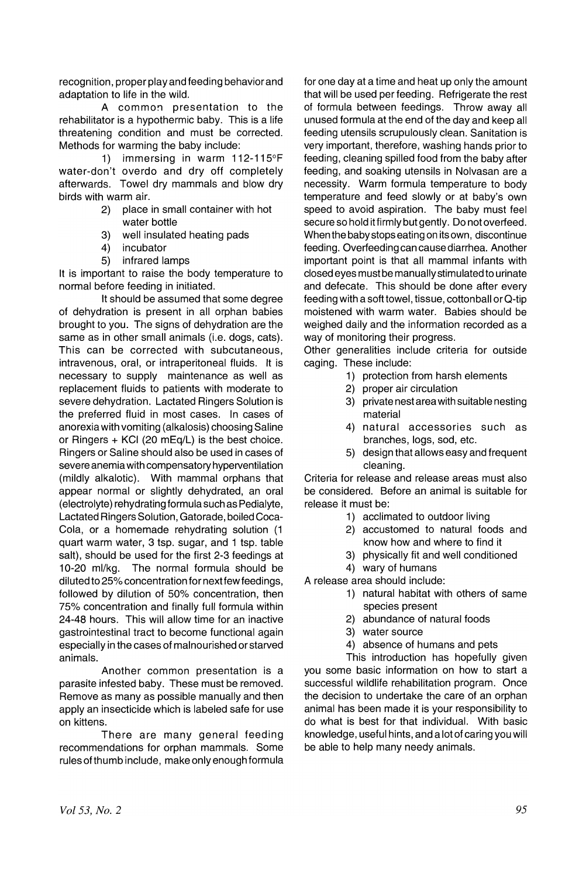recognition, proper play and feeding behavior and adaptation to life in the wild.

A common presentation to the rehabilitator is a hypothermic baby. This is a life threatening condition and must be corrected. Methods for warming the baby include:

1) immersing in warm 112-115°F water-don't overdo and dry off completely afterwards. Towel dry mammals and blow dry birds with warm air.
2) place in small container with hot water bottle
3) well insulated heating pads
4) incubator
5) infrared lamps

It is important to raise the body temperature to normal before feeding in initiated.

It should be assumed that some degree of dehydration is present in all orphan babies brought to you. The signs of dehydration are the same as in other small animals (i.e. dogs, cats). This can be corrected with subcutaneous, intravenous, oral, or intraperitoneal fluids. It is necessary to supply maintenance as well as replacement fluids to patients with moderate to severe dehydration. Lactated Ringers Solution is the preferred fluid in most cases. In cases of anorexia with vomiting (alkalosis) choosing Saline or Ringers + KCl (20 mEq/L) is the best choice. Ringers or Saline should also be used in cases of severe anemia with compensatory hyperventilation (mildly alkalotic). With mammal orphans that appear normal or slightly dehydrated, an oral (electrolyte) rehydrating formula such as Pedialyte, Lactated Ringers Solution, Gatorade, boiled Coca-Cola, or a homemade rehydrating solution (1 quart warm water, 3 tsp. sugar, and 1 tsp. table salt), should be used for the first 2-3 feedings at 10-20 ml/kg. The normal formula should be diluted to 25% concentration for next few feedings, followed by dilution of 50% concentration, then 75% concentration and finally full formula within 24-48 hours. This will allow time for an inactive gastrointestinal tract to become functional again especially in the cases of malnourished or starved animals.

Another common presentation is a parasite infested baby. These must be removed. Remove as many as possible manually and then apply an insecticide which is labeled safe for use on kittens.

There are many general feeding recommendations for orphan mammals. Some rules of thumb include, make only enough formula for one day at a time and heat up only the amount that will be used per feeding. Refrigerate the rest of formula between feedings. Throw away all unused formula at the end of the day and keep all feeding utensils scrupulously clean. Sanitation is very important, therefore, washing hands prior to feeding, cleaning spilled food from the baby after feeding, and soaking utensils in Nolvasan are a necessity. Warm formula temperature to body temperature and feed slowly or at baby's own speed to avoid aspiration. The baby must feel secure so hold it firmly but gently. Do not overfeed. When the baby stops eating on its own, discontinue feeding. Overfeeding can cause diarrhea. Another important point is that all mammal infants with closed eyes must be manually stimulated to urinate and defecate. This should be done after every feeding with a soft towel, tissue, cottonball or Q-tip moistened with warm water. Babies should be weighed daily and the information recorded as a way of monitoring their progress.

Other generalities include criteria for outside caging. These include:

1) protection from harsh elements
2) proper air circulation
3) private nest area with suitable nesting material
4) natural accessories such as branches, logs, sod, etc.
5) design that allows easy and frequent cleaning.

Criteria for release and release areas must also be considered. Before an animal is suitable for release it must be:

1) acclimated to outdoor living
2) accustomed to natural foods and know how and where to find it
3) physically fit and well conditioned
4) wary of humans

A release area should include:

1) natural habitat with others of same species present
2) abundance of natural foods
3) water source
4) absence of humans and pets

This introduction has hopefully given you some basic information on how to start a successful wildlife rehabilitation program. Once the decision to undertake the care of an orphan animal has been made it is your responsibility to do what is best for that individual. With basic knowledge, useful hints, and a lot of caring you will be able to help many needy animals.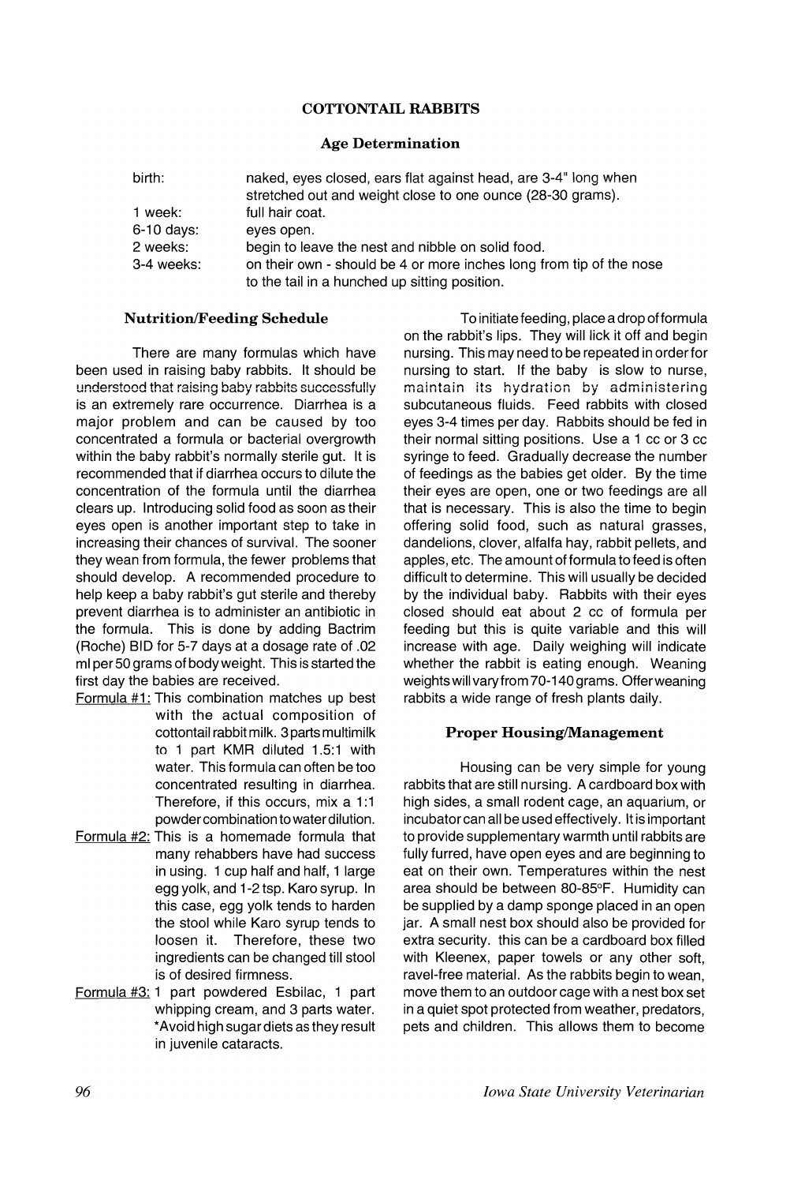## COTTONTAIL RABBITS

### Age Determination

| | |
|---|---|
| birth: | naked, eyes closed, ears flat against head, are 3-4" long when stretched out and weight close to one ounce (28-30 grams). |
| 1 week: | full hair coat. |
| 6-10 days: | eyes open. |
| 2 weeks: | begin to leave the nest and nibble on solid food. |
| 3-4 weeks: | on their own - should be 4 or more inches long from tip of the nose to the tail in a hunched up sitting position. |

### Nutrition/Feeding Schedule

There are many formulas which have been used in raising baby rabbits. It should be understood that raising baby rabbits successfully is an extremely rare occurrence. Diarrhea is a major problem and can be caused by too concentrated a formula or bacterial overgrowth within the baby rabbit's normally sterile gut. It is recommended that if diarrhea occurs to dilute the concentration of the formula until the diarrhea clears up. Introducing solid food as soon as their eyes open is another important step to take in increasing their chances of survival. The sooner they wean from formula, the fewer problems that should develop. A recommended procedure to help keep a baby rabbit's gut sterile and thereby prevent diarrhea is to administer an antibiotic in the formula. This is done by adding Bactrim (Roche) BID for 5-7 days at a dosage rate of .02 ml per 50 grams of body weight. This is started the first day the babies are received.

- Formula #1: This combination matches up best with the actual composition of cottontail rabbit milk. 3 parts multimilk to 1 part KMR diluted 1.5:1 with water. This formula can often be too concentrated resulting in diarrhea. Therefore, if this occurs, mix a 1:1 powder combination to water dilution.
- Formula #2: This is a homemade formula that many rehabbers have had success in using. 1 cup half and half, 1 large egg yolk, and 1-2 tsp. Karo syrup. In this case, egg yolk tends to harden the stool while Karo syrup tends to loosen it. Therefore, these two ingredients can be changed till stool is of desired firmness.
- Formula #3: 1 part powdered Esbilac, 1 part whipping cream, and 3 parts water. *Avoid high sugar diets as they result in juvenile cataracts.

To initiate feeding, place a drop of formula on the rabbit's lips. They will lick it off and begin nursing. This may need to be repeated in order for nursing to start. If the baby is slow to nurse, maintain its hydration by administering subcutaneous fluids. Feed rabbits with closed eyes 3-4 times per day. Rabbits should be fed in their normal sitting positions. Use a 1 cc or 3 cc syringe to feed. Gradually decrease the number of feedings as the babies get older. By the time their eyes are open, one or two feedings are all that is necessary. This is also the time to begin offering solid food, such as natural grasses, dandelions, clover, alfalfa hay, rabbit pellets, and apples, etc. The amount of formula to feed is often difficult to determine. This will usually be decided by the individual baby. Rabbits with their eyes closed should eat about 2 cc of formula per feeding but this is quite variable and this will increase with age. Daily weighing will indicate whether the rabbit is eating enough. Weaning weights will vary from 70-140 grams. Offer weaning rabbits a wide range of fresh plants daily.

### Proper Housing/Management

Housing can be very simple for young rabbits that are still nursing. A cardboard box with high sides, a small rodent cage, an aquarium, or incubator can all be used effectively. It is important to provide supplementary warmth until rabbits are fully furred, have open eyes and are beginning to eat on their own. Temperatures within the nest area should be between 80-85°F. Humidity can be supplied by a damp sponge placed in an open jar. A small nest box should also be provided for extra security. this can be a cardboard box filled with Kleenex, paper towels or any other soft, ravel-free material. As the rabbits begin to wean, move them to an outdoor cage with a nest box set in a quiet spot protected from weather, predators, pets and children. This allows them to become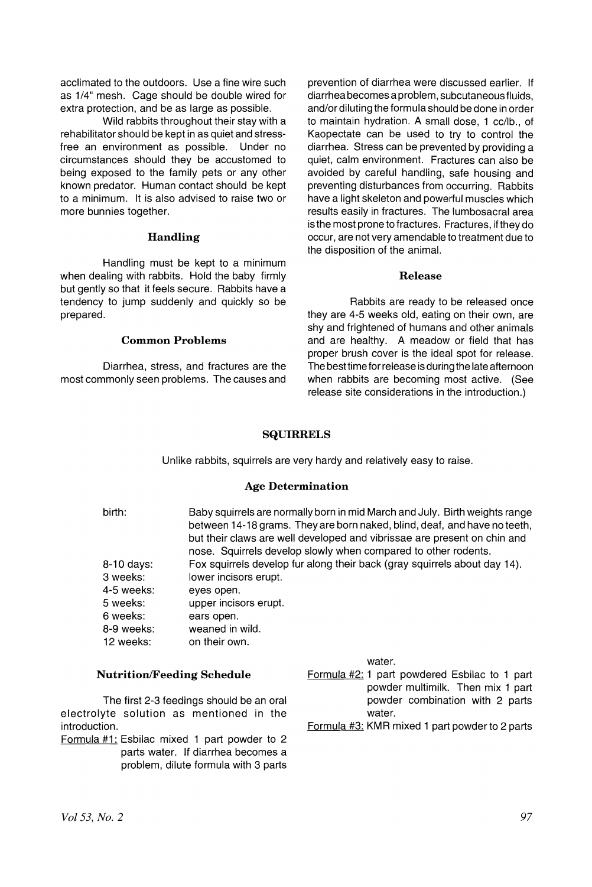acclimated to the outdoors. Use a fine wire such as 1/4" mesh. Cage should be double wired for extra protection, and be as large as possible.

Wild rabbits throughout their stay with a rehabilitator should be kept in as quiet and stress-free an environment as possible. Under no circumstances should they be accustomed to being exposed to the family pets or any other known predator. Human contact should be kept to a minimum. It is also advised to raise two or more bunnies together.

### Handling

Handling must be kept to a minimum when dealing with rabbits. Hold the baby firmly but gently so that it feels secure. Rabbits have a tendency to jump suddenly and quickly so be prepared.

### Common Problems

Diarrhea, stress, and fractures are the most commonly seen problems. The causes and prevention of diarrhea were discussed earlier. If diarrhea becomes a problem, subcutaneous fluids, and/or diluting the formula should be done in order to maintain hydration. A small dose, 1 cc/lb., of Kaopectate can be used to try to control the diarrhea. Stress can be prevented by providing a quiet, calm environment. Fractures can also be avoided by careful handling, safe housing and preventing disturbances from occurring. Rabbits have a light skeleton and powerful muscles which results easily in fractures. The lumbosacral area is the most prone to fractures. Fractures, if they do occur, are not very amendable to treatment due to the disposition of the animal.

### Release

Rabbits are ready to be released once they are 4-5 weeks old, eating on their own, are shy and frightened of humans and other animals and are healthy. A meadow or field that has proper brush cover is the ideal spot for release. The best time for release is during the late afternoon when rabbits are becoming most active. (See release site considerations in the introduction.)

## SQUIRRELS

Unlike rabbits, squirrels are very hardy and relatively easy to raise.

### Age Determination

| | |
|---|---|
| birth: | Baby squirrels are normally born in mid March and July. Birth weights range between 14-18 grams. They are born naked, blind, deaf, and have no teeth, but their claws are well developed and vibrissae are present on chin and nose. Squirrels develop slowly when compared to other rodents. |
| 8-10 days: | Fox squirrels develop fur along their back (gray squirrels about day 14). |
| 3 weeks: | lower incisors erupt. |
| 4-5 weeks: | eyes open. |
| 5 weeks: | upper incisors erupt. |
| 6 weeks: | ears open. |
| 8-9 weeks: | weaned in wild. |
| 12 weeks: | on their own. |

### Nutrition/Feeding Schedule

The first 2-3 feedings should be an oral electrolyte solution as mentioned in the introduction.

Formula #1: Esbilac mixed 1 part powder to 2 parts water. If diarrhea becomes a problem, dilute formula with 3 parts water.

Formula #2: 1 part powdered Esbilac to 1 part powder multimilk. Then mix 1 part powder combination with 2 parts water.

Formula #3: KMR mixed 1 part powder to 2 parts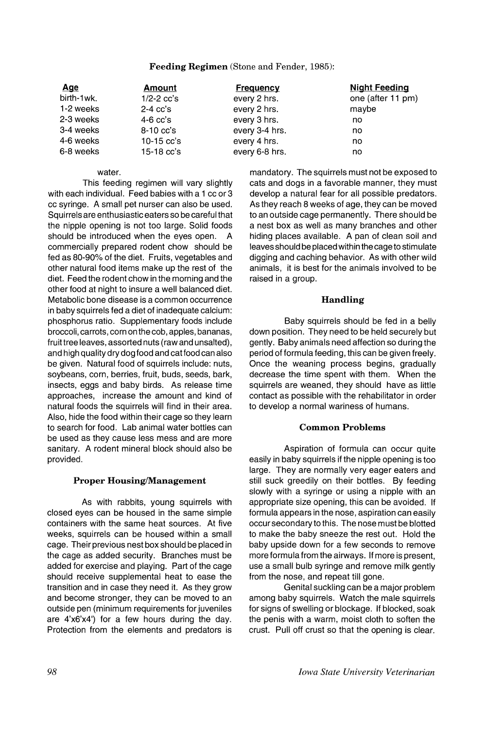**Feeding Regimen** (Stone and Fender, 1985):

| Age | Amount | Frequency | Night Feeding |
|---|---|---|---|
| birth-1wk. | 1/2-2 cc's | every 2 hrs. | one (after 11 pm) |
| 1-2 weeks | 2-4 cc's | every 2 hrs. | maybe |
| 2-3 weeks | 4-6 cc's | every 3 hrs. | no |
| 3-4 weeks | 8-10 cc's | every 3-4 hrs. | no |
| 4-6 weeks | 10-15 cc's | every 4 hrs. | no |
| 6-8 weeks | 15-18 cc's | every 6-8 hrs. | no |

water.

This feeding regimen will vary slightly with each individual. Feed babies with a 1 cc or 3 cc syringe. A small pet nurser can also be used. Squirrels are enthusiastic eaters so be careful that the nipple opening is not too large. Solid foods should be introduced when the eyes open. A commercially prepared rodent chow should be fed as 80-90% of the diet. Fruits, vegetables and other natural food items make up the rest of the diet. Feed the rodent chow in the morning and the other food at night to insure a well balanced diet. Metabolic bone disease is a common occurrence in baby squirrels fed a diet of inadequate calcium: phosphorus ratio. Supplementary foods include broccoli, carrots, corn on the cob, apples, bananas, fruit tree leaves, assorted nuts (raw and unsalted), and high quality dry dog food and cat food can also be given. Natural food of squirrels include: nuts, soybeans, corn, berries, fruit, buds, seeds, bark, insects, eggs and baby birds. As release time approaches, increase the amount and kind of natural foods the squirrels will find in their area. Also, hide the food within their cage so they learn to search for food. Lab animal water bottles can be used as they cause less mess and are more sanitary. A rodent mineral block should also be provided.

### Proper Housing/Management

As with rabbits, young squirrels with closed eyes can be housed in the same simple containers with the same heat sources. At five weeks, squirrels can be housed within a small cage. Their previous nest box should be placed in the cage as added security. Branches must be added for exercise and playing. Part of the cage should receive supplemental heat to ease the transition and in case they need it. As they grow and become stronger, they can be moved to an outside pen (minimum requirements for juveniles are 4'x6'x4') for a few hours during the day. Protection from the elements and predators is mandatory. The squirrels must not be exposed to cats and dogs in a favorable manner, they must develop a natural fear for all possible predators. As they reach 8 weeks of age, they can be moved to an outside cage permanently. There should be a nest box as well as many branches and other hiding places available. A pan of clean soil and leaves should be placed within the cage to stimulate digging and caching behavior. As with other wild animals, it is best for the animals involved to be raised in a group.

### Handling

Baby squirrels should be fed in a belly down position. They need to be held securely but gently. Baby animals need affection so during the period of formula feeding, this can be given freely. Once the weaning process begins, gradually decrease the time spent with them. When the squirrels are weaned, they should have as little contact as possible with the rehabilitator in order to develop a normal wariness of humans.

### Common Problems

Aspiration of formula can occur quite easily in baby squirrels if the nipple opening is too large. They are normally very eager eaters and still suck greedily on their bottles. By feeding slowly with a syringe or using a nipple with an appropriate size opening, this can be avoided. If formula appears in the nose, aspiration can easily occur secondary to this. The nose must be blotted to make the baby sneeze the rest out. Hold the baby upside down for a few seconds to remove more formula from the airways. If more is present, use a small bulb syringe and remove milk gently from the nose, and repeat till gone.

Genital suckling can be a major problem among baby squirrels. Watch the male squirrels for signs of swelling or blockage. If blocked, soak the penis with a warm, moist cloth to soften the crust. Pull off crust so that the opening is clear.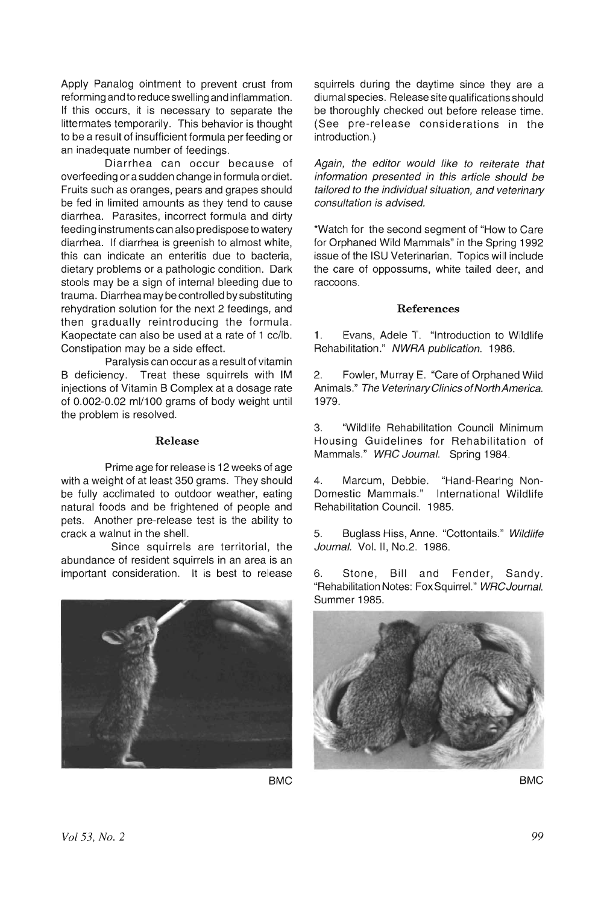Apply Panalog ointment to prevent crust from reforming and to reduce swelling and inflammation. If this occurs, it is necessary to separate the littermates temporarily. This behavior is thought to be a result of insufficient formula per feeding or an inadequate number of feedings.

Diarrhea can occur because of overfeeding or a sudden change in formula or diet. Fruits such as oranges, pears and grapes should be fed in limited amounts as they tend to cause diarrhea. Parasites, incorrect formula and dirty feeding instruments can also predispose to watery diarrhea. If diarrhea is greenish to almost white, this can indicate an enteritis due to bacteria, dietary problems or a pathologic condition. Dark stools may be a sign of internal bleeding due to trauma. Diarrhea may be controlled by substituting rehydration solution for the next 2 feedings, and then gradually reintroducing the formula. Kaopectate can also be used at a rate of 1 cc/lb. Constipation may be a side effect.

Paralysis can occur as a result of vitamin B deficiency. Treat these squirrels with IM injections of Vitamin B Complex at a dosage rate of 0.002-0.02 ml/100 grams of body weight until the problem is resolved.

## Release

Prime age for release is 12 weeks of age with a weight of at least 350 grams. They should be fully acclimated to outdoor weather, eating natural foods and be frightened of people and pets. Another pre-release test is the ability to crack a walnut in the shell.

Since squirrels are territorial, the abundance of resident squirrels in an area is an important consideration. It is best to release squirrels during the daytime since they are a diurnal species. Release site qualifications should be thoroughly checked out before release time. (See pre-release considerations in the introduction.)

BMC

*Again, the editor would like to reiterate that information presented in this article should be tailored to the individual situation, and veterinary consultation is advised.*

*Watch for the second segment of "How to Care for Orphaned Wild Mammals" in the Spring 1992 issue of the ISU Veterinarian. Topics will include the care of oppossums, white tailed deer, and raccoons.

## References

1. Evans, Adele T. "Introduction to Wildlife Rehabilitation." *NWRA publication.* 1986.

2. Fowler, Murray E. "Care of Orphaned Wild Animals." *The Veterinary Clinics of North America.* 1979.

3. "Wildlife Rehabilitation Council Minimum Housing Guidelines for Rehabilitation of Mammals." *WRC Journal.* Spring 1984.

4. Marcum, Debbie. "Hand-Rearing Non-Domestic Mammals." International Wildlife Rehabilitation Council. 1985.

5. Buglass Hiss, Anne. "Cottontails." *Wildlife Journal.* Vol. II, No.2. 1986.

6. Stone, Bill and Fender, Sandy. "Rehabilitation Notes: Fox Squirrel." *WRC Journal.* Summer 1985.

BMC